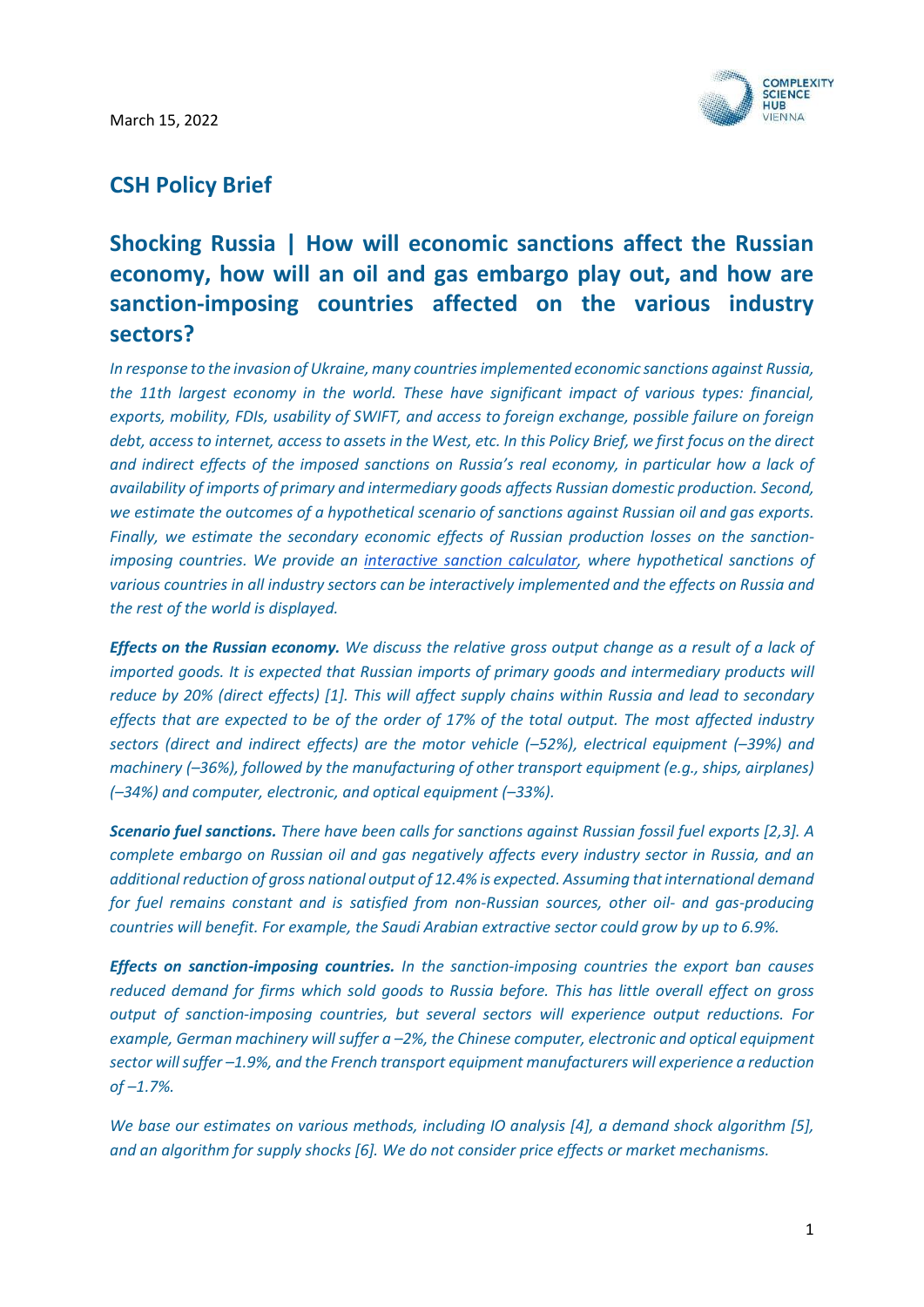March 15, 2022

## CSH Policy Brief

# Shocking Russia | How will economic sanctions affect the Russian economy, how will an oil and gas embargo play out, and how are sanction-imposing countries affected on the various industry sectors?

*In response to the invasion of Ukraine, many countries implemented economic sanctions against Russia, the 11th largest economy in the world. These have significant impact of various types: financial, exports, mobility, FDIs, usability of SWIFT, and access to foreign exchange, possible failure on foreign debt, access to internet, access to assets in the West, etc. In this Policy Brief, we first focus on the direct and indirect effects of the imposed sanctions on Russia's real economy, in particular how a lack of availability of imports of primary and intermediary goods affects Russian domestic production. Second, we estimate the outcomes of a hypothetical scenario of sanctions against Russian oil and gas exports. Finally, we estimate the secondary economic effects of Russian production losses on the sanction-imposing countries. We provide an [interactive sanction calculator](), where hypothetical sanctions of various countries in all industry sectors can be interactively implemented and the effects on Russia and the rest of the world is displayed.*

***Effects on the Russian economy.*** *We discuss the relative gross output change as a result of a lack of imported goods. It is expected that Russian imports of primary goods and intermediary products will reduce by 20% (direct effects) [1]. This will affect supply chains within Russia and lead to secondary effects that are expected to be of the order of 17% of the total output. The most affected industry sectors (direct and indirect effects) are the motor vehicle (–52%), electrical equipment (–39%) and machinery (–36%), followed by the manufacturing of other transport equipment (e.g., ships, airplanes) (–34%) and computer, electronic, and optical equipment (–33%).*

***Scenario fuel sanctions.*** *There have been calls for sanctions against Russian fossil fuel exports [2,3]. A complete embargo on Russian oil and gas negatively affects every industry sector in Russia, and an additional reduction of gross national output of 12.4% is expected. Assuming that international demand for fuel remains constant and is satisfied from non-Russian sources, other oil- and gas-producing countries will benefit. For example, the Saudi Arabian extractive sector could grow by up to 6.9%.*

***Effects on sanction-imposing countries.*** *In the sanction-imposing countries the export ban causes reduced demand for firms which sold goods to Russia before. This has little overall effect on gross output of sanction-imposing countries, but several sectors will experience output reductions. For example, German machinery will suffer a –2%, the Chinese computer, electronic and optical equipment sector will suffer –1.9%, and the French transport equipment manufacturers will experience a reduction of –1.7%.*

*We base our estimates on various methods, including IO analysis [4], a demand shock algorithm [5], and an algorithm for supply shocks [6]. We do not consider price effects or market mechanisms.*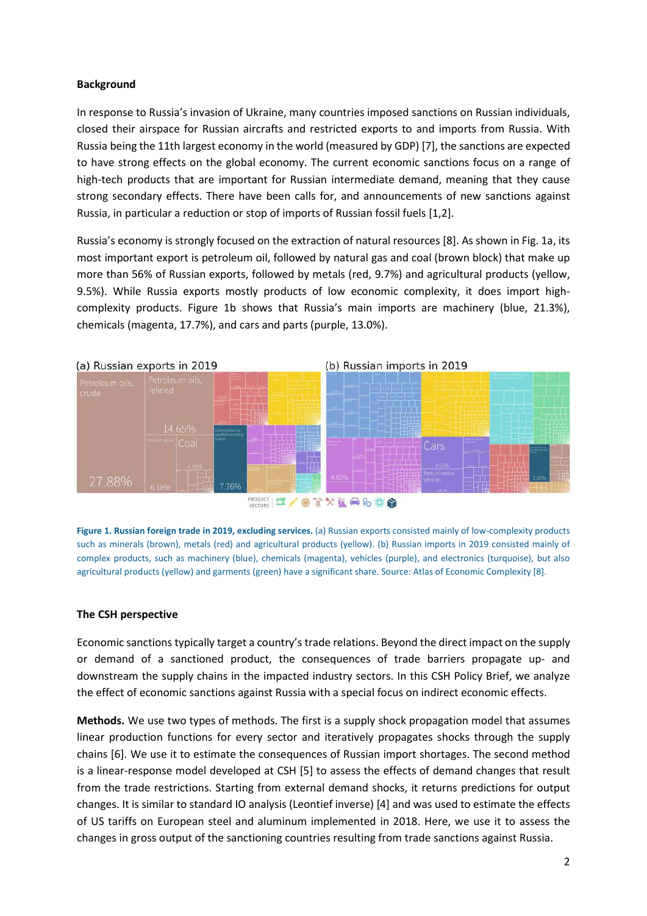**Background**

In response to Russia's invasion of Ukraine, many countries imposed sanctions on Russian individuals, closed their airspace for Russian aircrafts and restricted exports to and imports from Russia. With Russia being the 11th largest economy in the world (measured by GDP) [7], the sanctions are expected to have strong effects on the global economy. The current economic sanctions focus on a range of high-tech products that are important for Russian intermediate demand, meaning that they cause strong secondary effects. There have been calls for, and announcements of new sanctions against Russia, in particular a reduction or stop of imports of Russian fossil fuels [1,2].

Russia's economy is strongly focused on the extraction of natural resources [8]. As shown in Fig. 1a, its most important export is petroleum oil, followed by natural gas and coal (brown block) that make up more than 56% of Russian exports, followed by metals (red, 9.7%) and agricultural products (yellow, 9.5%). While Russia exports mostly products of low economic complexity, it does import high-complexity products. Figure 1b shows that Russia's main imports are machinery (blue, 21.3%), chemicals (magenta, 17.7%), and cars and parts (purple, 13.0%).

**Figure 1. Russian foreign trade in 2019, excluding services.** (a) Russian exports consisted mainly of low-complexity products such as minerals (brown), metals (red) and agricultural products (yellow). (b) Russian imports in 2019 consisted mainly of complex products, such as machinery (blue), chemicals (magenta), vehicles (purple), and electronics (turquoise), but also agricultural products (yellow) and garments (green) have a significant share. Source: Atlas of Economic Complexity [8].

**The CSH perspective**

Economic sanctions typically target a country's trade relations. Beyond the direct impact on the supply or demand of a sanctioned product, the consequences of trade barriers propagate up- and downstream the supply chains in the impacted industry sectors. In this CSH Policy Brief, we analyze the effect of economic sanctions against Russia with a special focus on indirect economic effects.

**Methods.** We use two types of methods. The first is a supply shock propagation model that assumes linear production functions for every sector and iteratively propagates shocks through the supply chains [6]. We use it to estimate the consequences of Russian import shortages. The second method is a linear-response model developed at CSH [5] to assess the effects of demand changes that result from the trade restrictions. Starting from external demand shocks, it returns predictions for output changes. It is similar to standard IO analysis (Leontief inverse) [4] and was used to estimate the effects of US tariffs on European steel and aluminum implemented in 2018. Here, we use it to assess the changes in gross output of the sanctioning countries resulting from trade sanctions against Russia.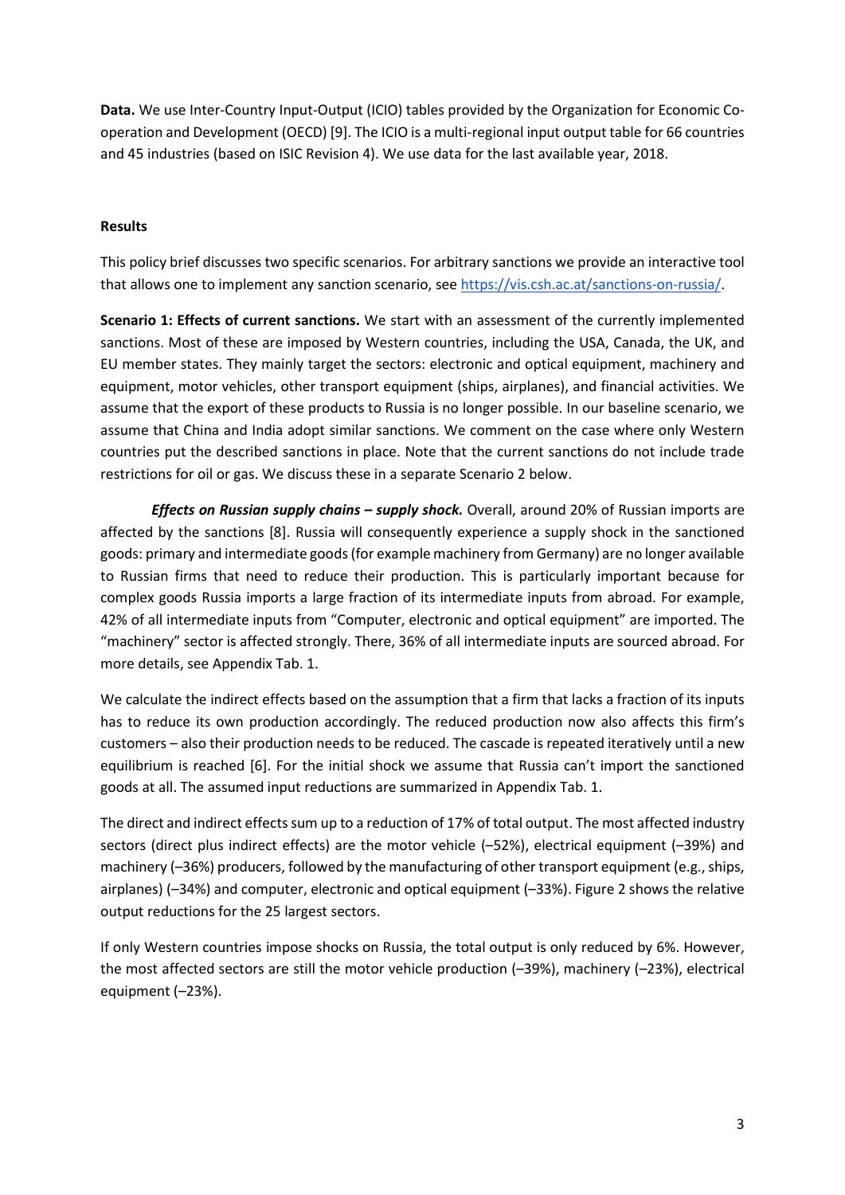**Data.** We use Inter-Country Input-Output (ICIO) tables provided by the Organization for Economic Co-operation and Development (OECD) [9]. The ICIO is a multi-regional input output table for 66 countries and 45 industries (based on ISIC Revision 4). We use data for the last available year, 2018.

**Results**

This policy brief discusses two specific scenarios. For arbitrary sanctions we provide an interactive tool that allows one to implement any sanction scenario, see https://vis.csh.ac.at/sanctions-on-russia/.

**Scenario 1: Effects of current sanctions.** We start with an assessment of the currently implemented sanctions. Most of these are imposed by Western countries, including the USA, Canada, the UK, and EU member states. They mainly target the sectors: electronic and optical equipment, machinery and equipment, motor vehicles, other transport equipment (ships, airplanes), and financial activities. We assume that the export of these products to Russia is no longer possible. In our baseline scenario, we assume that China and India adopt similar sanctions. We comment on the case where only Western countries put the described sanctions in place. Note that the current sanctions do not include trade restrictions for oil or gas. We discuss these in a separate Scenario 2 below.

***Effects on Russian supply chains – supply shock.*** Overall, around 20% of Russian imports are affected by the sanctions [8]. Russia will consequently experience a supply shock in the sanctioned goods: primary and intermediate goods (for example machinery from Germany) are no longer available to Russian firms that need to reduce their production. This is particularly important because for complex goods Russia imports a large fraction of its intermediate inputs from abroad. For example, 42% of all intermediate inputs from "Computer, electronic and optical equipment" are imported. The "machinery" sector is affected strongly. There, 36% of all intermediate inputs are sourced abroad. For more details, see Appendix Tab. 1.

We calculate the indirect effects based on the assumption that a firm that lacks a fraction of its inputs has to reduce its own production accordingly. The reduced production now also affects this firm's customers – also their production needs to be reduced. The cascade is repeated iteratively until a new equilibrium is reached [6]. For the initial shock we assume that Russia can't import the sanctioned goods at all. The assumed input reductions are summarized in Appendix Tab. 1.

The direct and indirect effects sum up to a reduction of 17% of total output. The most affected industry sectors (direct plus indirect effects) are the motor vehicle (–52%), electrical equipment (–39%) and machinery (–36%) producers, followed by the manufacturing of other transport equipment (e.g., ships, airplanes) (–34%) and computer, electronic and optical equipment (–33%). Figure 2 shows the relative output reductions for the 25 largest sectors.

If only Western countries impose shocks on Russia, the total output is only reduced by 6%. However, the most affected sectors are still the motor vehicle production (–39%), machinery (–23%), electrical equipment (–23%).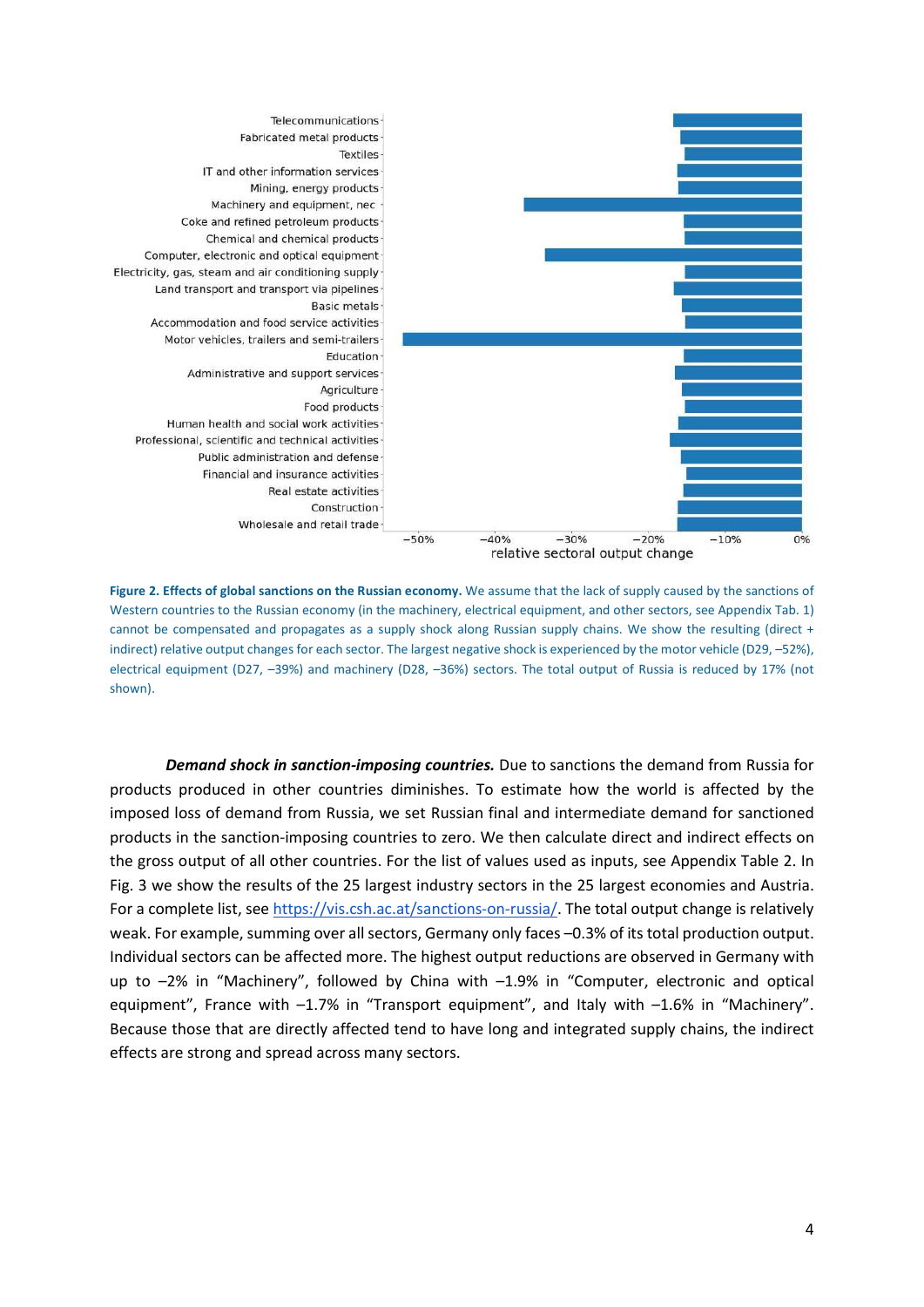**Figure 2. Effects of global sanctions on the Russian economy.** We assume that the lack of supply caused by the sanctions of Western countries to the Russian economy (in the machinery, electrical equipment, and other sectors, see Appendix Tab. 1) cannot be compensated and propagates as a supply shock along Russian supply chains. We show the resulting (direct + indirect) relative output changes for each sector. The largest negative shock is experienced by the motor vehicle (D29, –52%), electrical equipment (D27, –39%) and machinery (D28, –36%) sectors. The total output of Russia is reduced by 17% (not shown).

***Demand shock in sanction-imposing countries.*** Due to sanctions the demand from Russia for products produced in other countries diminishes. To estimate how the world is affected by the imposed loss of demand from Russia, we set Russian final and intermediate demand for sanctioned products in the sanction-imposing countries to zero. We then calculate direct and indirect effects on the gross output of all other countries. For the list of values used as inputs, see Appendix Table 2. In Fig. 3 we show the results of the 25 largest industry sectors in the 25 largest economies and Austria. For a complete list, see https://vis.csh.ac.at/sanctions-on-russia/. The total output change is relatively weak. For example, summing over all sectors, Germany only faces –0.3% of its total production output. Individual sectors can be affected more. The highest output reductions are observed in Germany with up to –2% in "Machinery", followed by China with –1.9% in "Computer, electronic and optical equipment", France with –1.7% in "Transport equipment", and Italy with –1.6% in "Machinery". Because those that are directly affected tend to have long and integrated supply chains, the indirect effects are strong and spread across many sectors.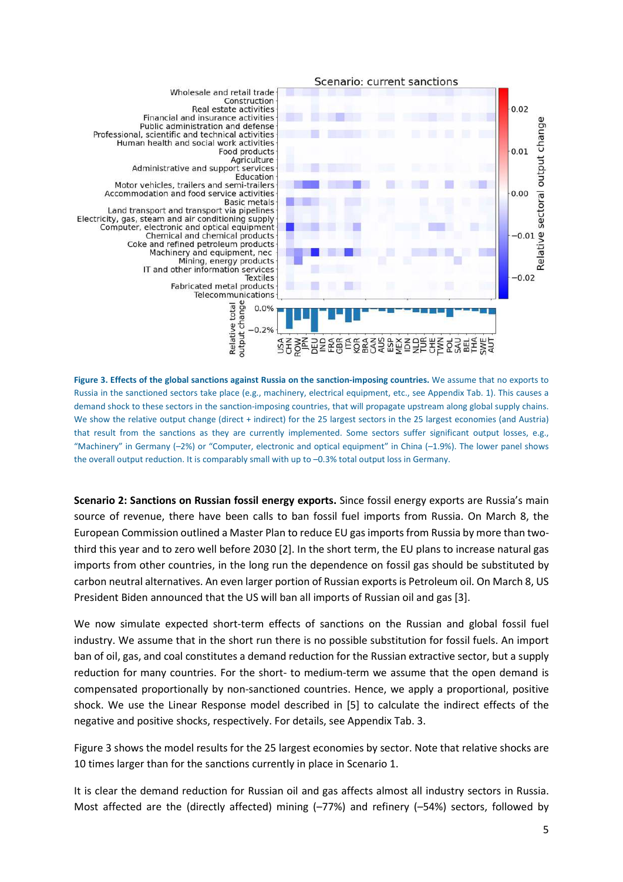**Figure 3. Effects of the global sanctions against Russia on the sanction-imposing countries.** We assume that no exports to Russia in the sanctioned sectors take place (e.g., machinery, electrical equipment, etc., see Appendix Tab. 1). This causes a demand shock to these sectors in the sanction-imposing countries, that will propagate upstream along global supply chains. We show the relative output change (direct + indirect) for the 25 largest sectors in the 25 largest economies (and Austria) that result from the sanctions as they are currently implemented. Some sectors suffer significant output losses, e.g., "Machinery" in Germany (–2%) or "Computer, electronic and optical equipment" in China (–1.9%). The lower panel shows the overall output reduction. It is comparably small with up to –0.3% total output loss in Germany.

**Scenario 2: Sanctions on Russian fossil energy exports.** Since fossil energy exports are Russia's main source of revenue, there have been calls to ban fossil fuel imports from Russia. On March 8, the European Commission outlined a Master Plan to reduce EU gas imports from Russia by more than two-third this year and to zero well before 2030 [2]. In the short term, the EU plans to increase natural gas imports from other countries, in the long run the dependence on fossil gas should be substituted by carbon neutral alternatives. An even larger portion of Russian exports is Petroleum oil. On March 8, US President Biden announced that the US will ban all imports of Russian oil and gas [3].

We now simulate expected short-term effects of sanctions on the Russian and global fossil fuel industry. We assume that in the short run there is no possible substitution for fossil fuels. An import ban of oil, gas, and coal constitutes a demand reduction for the Russian extractive sector, but a supply reduction for many countries. For the short- to medium-term we assume that the open demand is compensated proportionally by non-sanctioned countries. Hence, we apply a proportional, positive shock. We use the Linear Response model described in [5] to calculate the indirect effects of the negative and positive shocks, respectively. For details, see Appendix Tab. 3.

Figure 3 shows the model results for the 25 largest economies by sector. Note that relative shocks are 10 times larger than for the sanctions currently in place in Scenario 1.

It is clear the demand reduction for Russian oil and gas affects almost all industry sectors in Russia. Most affected are the (directly affected) mining (–77%) and refinery (–54%) sectors, followed by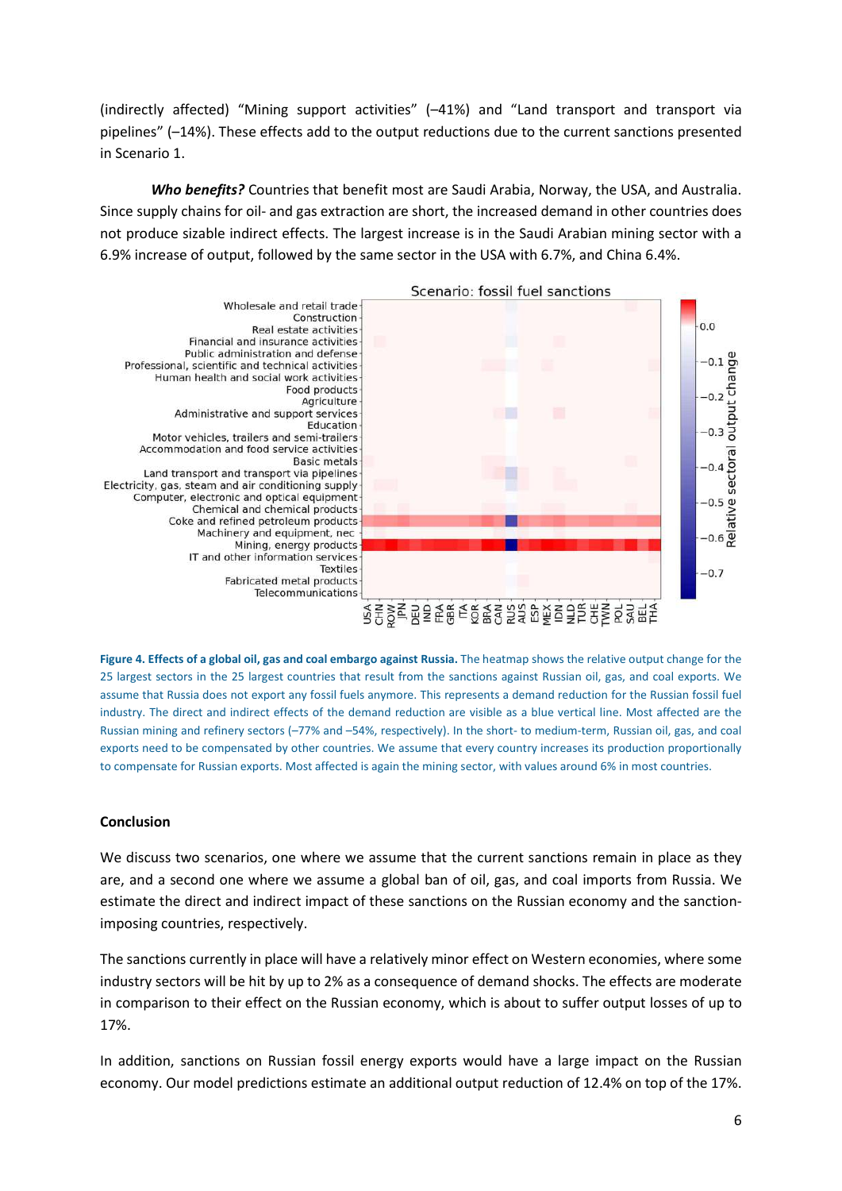(indirectly affected) “Mining support activities” (–41%) and “Land transport and transport via pipelines” (–14%). These effects add to the output reductions due to the current sanctions presented in Scenario 1.

***Who benefits?*** Countries that benefit most are Saudi Arabia, Norway, the USA, and Australia. Since supply chains for oil- and gas extraction are short, the increased demand in other countries does not produce sizable indirect effects. The largest increase is in the Saudi Arabian mining sector with a 6.9% increase of output, followed by the same sector in the USA with 6.7%, and China 6.4%.

**Figure 4. Effects of a global oil, gas and coal embargo against Russia.** The heatmap shows the relative output change for the 25 largest sectors in the 25 largest countries that result from the sanctions against Russian oil, gas, and coal exports. We assume that Russia does not export any fossil fuels anymore. This represents a demand reduction for the Russian fossil fuel industry. The direct and indirect effects of the demand reduction are visible as a blue vertical line. Most affected are the Russian mining and refinery sectors (–77% and –54%, respectively). In the short- to medium-term, Russian oil, gas, and coal exports need to be compensated by other countries. We assume that every country increases its production proportionally to compensate for Russian exports. Most affected is again the mining sector, with values around 6% in most countries.

## Conclusion

We discuss two scenarios, one where we assume that the current sanctions remain in place as they are, and a second one where we assume a global ban of oil, gas, and coal imports from Russia. We estimate the direct and indirect impact of these sanctions on the Russian economy and the sanction-imposing countries, respectively.

The sanctions currently in place will have a relatively minor effect on Western economies, where some industry sectors will be hit by up to 2% as a consequence of demand shocks. The effects are moderate in comparison to their effect on the Russian economy, which is about to suffer output losses of up to 17%.

In addition, sanctions on Russian fossil energy exports would have a large impact on the Russian economy. Our model predictions estimate an additional output reduction of 12.4% on top of the 17%.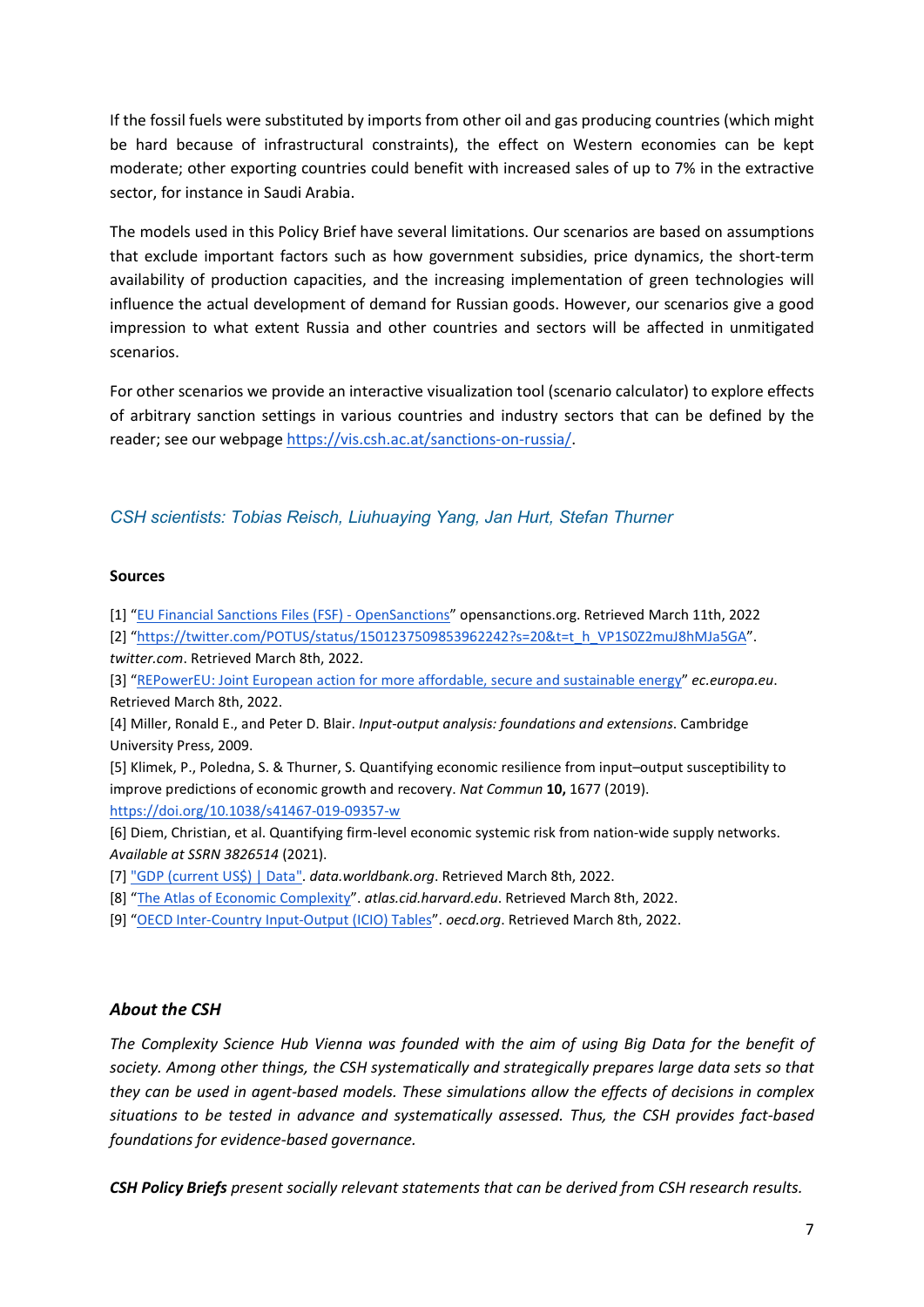If the fossil fuels were substituted by imports from other oil and gas producing countries (which might be hard because of infrastructural constraints), the effect on Western economies can be kept moderate; other exporting countries could benefit with increased sales of up to 7% in the extractive sector, for instance in Saudi Arabia.

The models used in this Policy Brief have several limitations. Our scenarios are based on assumptions that exclude important factors such as how government subsidies, price dynamics, the short-term availability of production capacities, and the increasing implementation of green technologies will influence the actual development of demand for Russian goods. However, our scenarios give a good impression to what extent Russia and other countries and sectors will be affected in unmitigated scenarios.

For other scenarios we provide an interactive visualization tool (scenario calculator) to explore effects of arbitrary sanction settings in various countries and industry sectors that can be defined by the reader; see our webpage https://vis.csh.ac.at/sanctions-on-russia/.

*CSH scientists: Tobias Reisch, Liuhuaying Yang, Jan Hurt, Stefan Thurner*

**Sources**

[1] "EU Financial Sanctions Files (FSF) - OpenSanctions" opensanctions.org. Retrieved March 11th, 2022

[2] "https://twitter.com/POTUS/status/1501237509853962242?s=20&t=t_h_VP1S0Z2muJ8hMJa5GA". *twitter.com*. Retrieved March 8th, 2022.

[3] "REPowerEU: Joint European action for more affordable, secure and sustainable energy" *ec.europa.eu*. Retrieved March 8th, 2022.

[4] Miller, Ronald E., and Peter D. Blair. *Input-output analysis: foundations and extensions*. Cambridge University Press, 2009.

[5] Klimek, P., Poledna, S. & Thurner, S. Quantifying economic resilience from input–output susceptibility to improve predictions of economic growth and recovery. *Nat Commun* **10,** 1677 (2019). https://doi.org/10.1038/s41467-019-09357-w

[6] Diem, Christian, et al. Quantifying firm-level economic systemic risk from nation-wide supply networks. *Available at SSRN 3826514* (2021).

[7] "GDP (current US$) | Data". *data.worldbank.org*. Retrieved March 8th, 2022.

[8] "The Atlas of Economic Complexity". *atlas.cid.harvard.edu*. Retrieved March 8th, 2022.

[9] "OECD Inter-Country Input-Output (ICIO) Tables". *oecd.org*. Retrieved March 8th, 2022.

### *About the CSH*

*The Complexity Science Hub Vienna was founded with the aim of using Big Data for the benefit of society. Among other things, the CSH systematically and strategically prepares large data sets so that they can be used in agent-based models. These simulations allow the effects of decisions in complex situations to be tested in advance and systematically assessed. Thus, the CSH provides fact-based foundations for evidence-based governance.*

***CSH Policy Briefs** present socially relevant statements that can be derived from CSH research results.*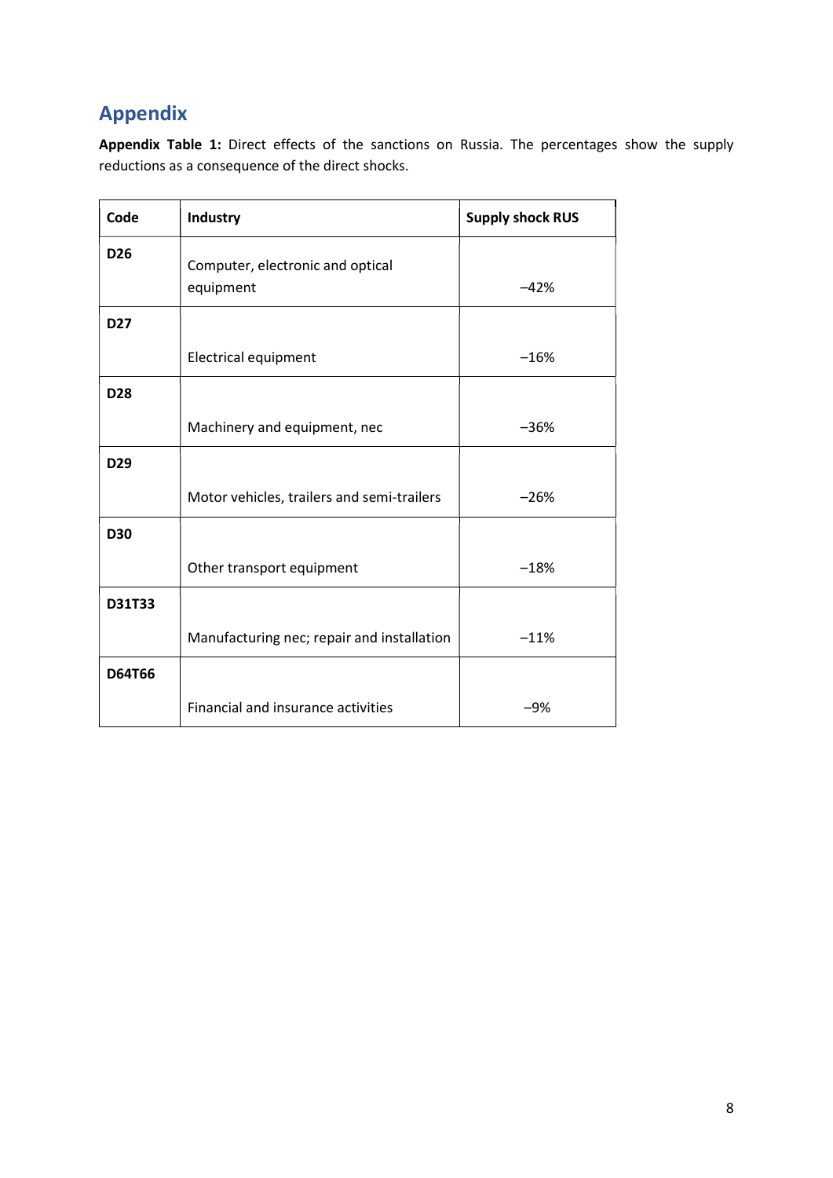## Appendix

**Appendix Table 1:** Direct effects of the sanctions on Russia. The percentages show the supply reductions as a consequence of the direct shocks.

| Code | Industry | Supply shock RUS |
|---|---|---|
| **D26** | Computer, electronic and optical equipment | –42% |
| **D27** | Electrical equipment | –16% |
| **D28** | Machinery and equipment, nec | –36% |
| **D29** | Motor vehicles, trailers and semi-trailers | –26% |
| **D30** | Other transport equipment | –18% |
| **D31T33** | Manufacturing nec; repair and installation | –11% |
| **D64T66** | Financial and insurance activities | –9% |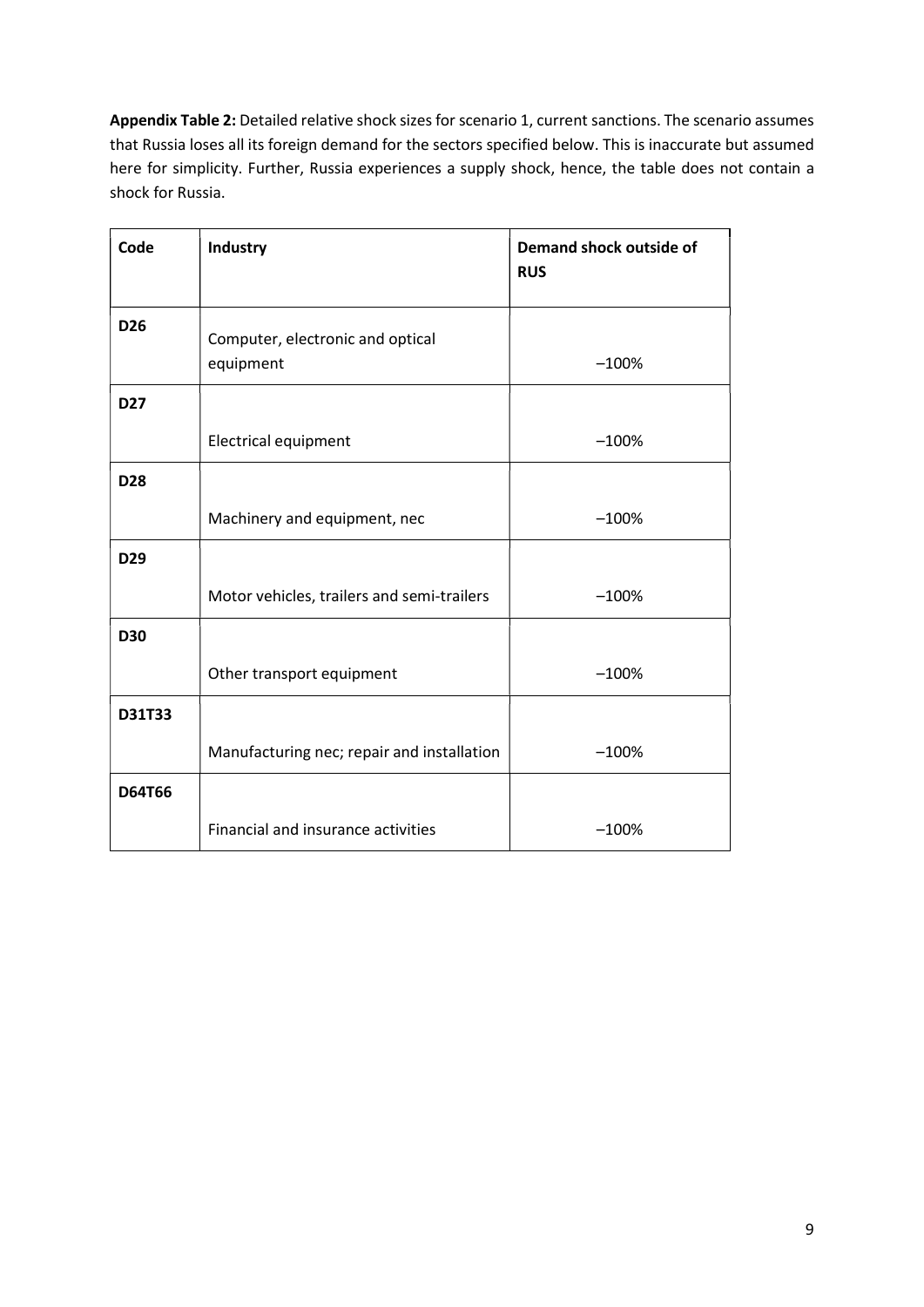**Appendix Table 2:** Detailed relative shock sizes for scenario 1, current sanctions. The scenario assumes that Russia loses all its foreign demand for the sectors specified below. This is inaccurate but assumed here for simplicity. Further, Russia experiences a supply shock, hence, the table does not contain a shock for Russia.

| Code | Industry | Demand shock outside of RUS |
|---|---|---|
| **D26** | Computer, electronic and optical equipment | –100% |
| **D27** | Electrical equipment | –100% |
| **D28** | Machinery and equipment, nec | –100% |
| **D29** | Motor vehicles, trailers and semi-trailers | –100% |
| **D30** | Other transport equipment | –100% |
| **D31T33** | Manufacturing nec; repair and installation | –100% |
| **D64T66** | Financial and insurance activities | –100% |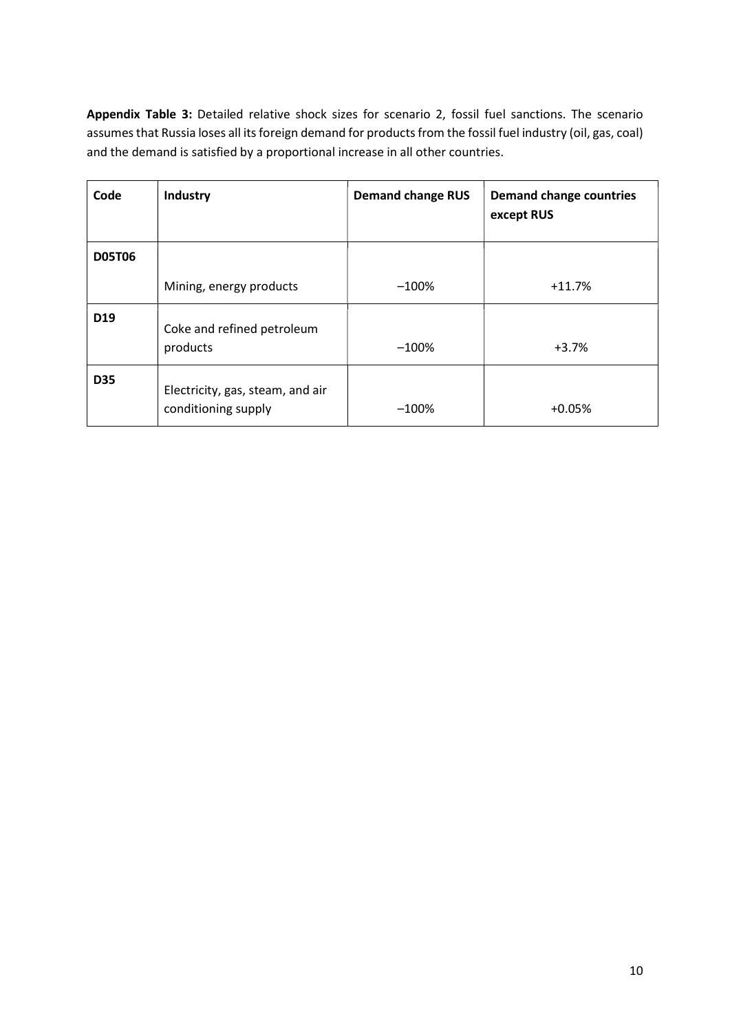**Appendix Table 3:** Detailed relative shock sizes for scenario 2, fossil fuel sanctions. The scenario assumes that Russia loses all its foreign demand for products from the fossil fuel industry (oil, gas, coal) and the demand is satisfied by a proportional increase in all other countries.

| Code | Industry | Demand change RUS | Demand change countries except RUS |
| --- | --- | --- | --- |
| D05T06 | Mining, energy products | –100% | +11.7% |
| D19 | Coke and refined petroleum products | –100% | +3.7% |
| D35 | Electricity, gas, steam, and air conditioning supply | –100% | +0.05% |